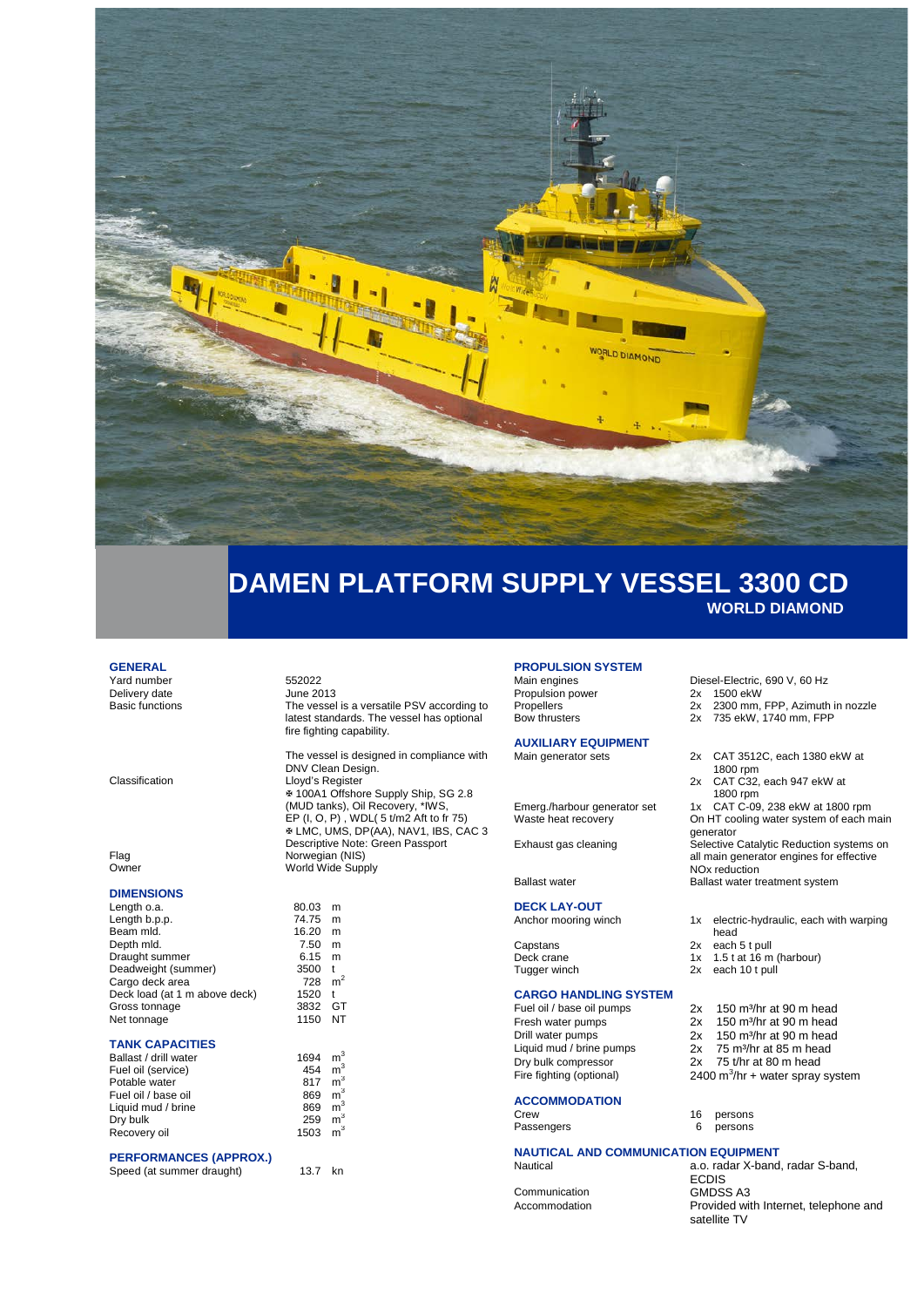# DAMEN PLATFORM SUPPLY VESSEL 3300 CD

## WORLD DIAMOND

### GENERAL

| | |
|---|---|
| Yard number | 552022 |
| Delivery date | June 2013 |
| Basic functions | The vessel is a versatile PSV according to latest standards. The vessel has optional fire fighting capability.<br><br>The vessel is designed in compliance with DNV Clean Design. |
| Classification | Lloyd's Register<br>✠ 100A1 Offshore Supply Ship, SG 2.8 (MUD tanks), Oil Recovery, *IWS, EP (I, O, P) , WDL( 5 t/m2 Aft to fr 75)<br>✠ LMC, UMS, DP(AA), NAV1, IBS, CAC 3<br>Descriptive Note: Green Passport |
| Flag | Norwegian (NIS) |
| Owner | World Wide Supply |

### DIMENSIONS

| | |
|---|---|
| Length o.a. | 80.03 m |
| Length b.p.p. | 74.75 m |
| Beam mld. | 16.20 m |
| Depth mld. | 7.50 m |
| Draught summer | 6.15 m |
| Deadweight (summer) | 3500 t |
| Cargo deck area | 728 m$^2$ |
| Deck load (at 1 m above deck) | 1520 t |
| Gross tonnage | 3832 GT |
| Net tonnage | 1150 NT |

### TANK CAPACITIES

| | |
|---|---|
| Ballast / drill water | 1694 m$^3$ |
| Fuel oil (service) | 454 m$^3$ |
| Potable water | 817 m$^3$ |
| Fuel oil / base oil | 869 m$^3$ |
| Liquid mud / brine | 869 m$^3$ |
| Dry bulk | 259 m$^3$ |
| Recovery oil | 1503 m$^3$ |

### PERFORMANCES (APPROX.)

| | |
|---|---|
| Speed (at summer draught) | 13.7 kn |

### PROPULSION SYSTEM

| | |
|---|---|
| Main engines | Diesel-Electric, 690 V, 60 Hz |
| Propulsion power | 2x 1500 ekW |
| Propellers | 2x 2300 mm, FPP, Azimuth in nozzle |
| Bow thrusters | 2x 735 ekW, 1740 mm, FPP |

### AUXILIARY EQUIPMENT

| | |
|---|---|
| Main generator sets | 2x CAT 3512C, each 1380 ekW at 1800 rpm<br>2x CAT C32, each 947 ekW at 1800 rpm |
| Emerg./harbour generator set | 1x CAT C-09, 238 ekW at 1800 rpm |
| Waste heat recovery | On HT cooling water system of each main generator |
| Exhaust gas cleaning | Selective Catalytic Reduction systems on all main generator engines for effective NOx reduction |
| Ballast water | Ballast water treatment system |

### DECK LAY-OUT

| | |
|---|---|
| Anchor mooring winch | 1x electric-hydraulic, each with warping head |
| Capstans | 2x each 5 t pull |
| Deck crane | 1x 1.5 t at 16 m (harbour) |
| Tugger winch | 2x each 10 t pull |

### CARGO HANDLING SYSTEM

| | |
|---|---|
| Fuel oil / base oil pumps | 2x 150 m³/hr at 90 m head |
| Fresh water pumps | 2x 150 m³/hr at 90 m head |
| Drill water pumps | 2x 150 m³/hr at 90 m head |
| Liquid mud / brine pumps | 2x 75 m³/hr at 85 m head |
| Dry bulk compressor | 2x 75 t/hr at 80 m head |
| Fire fighting (optional) | 2400 m$^3$/hr + water spray system |

### ACCOMMODATION

| | |
|---|---|
| Crew | 16 persons |
| Passengers | 6 persons |

### NAUTICAL AND COMMUNICATION EQUIPMENT

| | |
|---|---|
| Nautical | a.o. radar X-band, radar S-band, ECDIS |
| Communication | GMDSS A3 |
| Accommodation | Provided with Internet, telephone and satellite TV |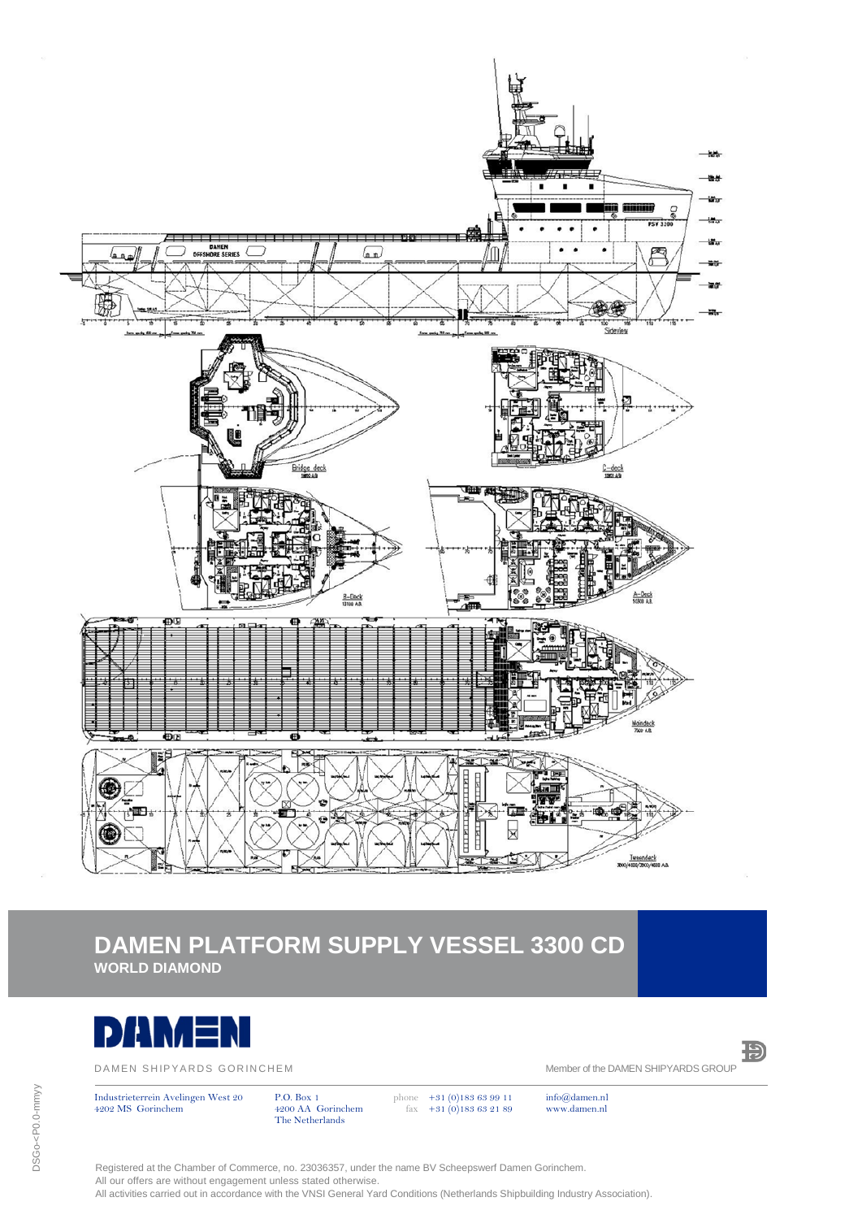# DAMEN PLATFORM SUPPLY VESSEL 3300 CD

**WORLD DIAMOND**

DAMEN SHIPYARDS GORINCHEM

Member of the DAMEN SHIPYARDS GROUP

Industrieterrein Avelingen West 20
4202 MS Gorinchem

P.O. Box 1
4200 AA Gorinchem
The Netherlands

phone +31 (0)183 63 99 11
fax +31 (0)183 63 21 89

info@damen.nl
www.damen.nl

Registered at the Chamber of Commerce, no. 23036357, under the name BV Scheepswerf Damen Gorinchem.
All our offers are without engagement unless stated otherwise.
All activities carried out in accordance with the VNSI General Yard Conditions (Netherlands Shipbuilding Industry Association).